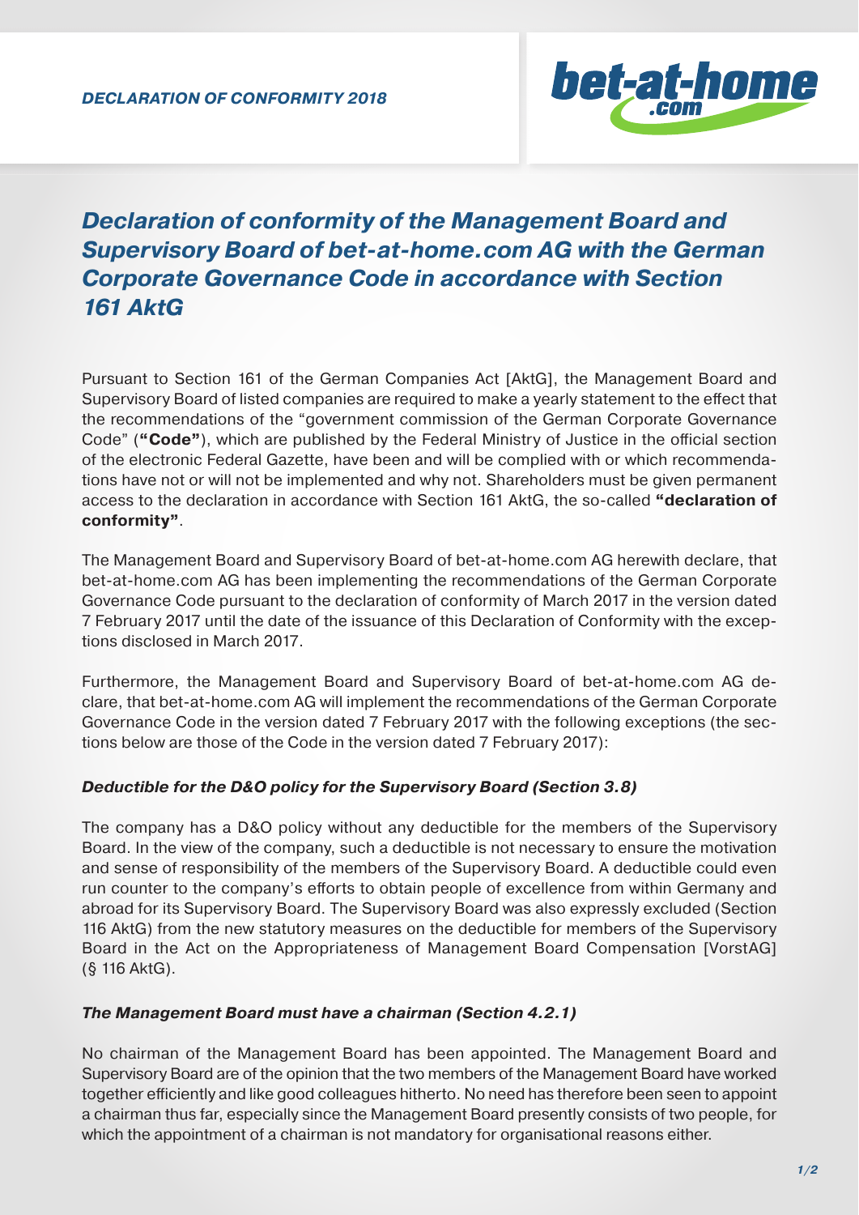*DECLARATION OF CONFORMITY 2018*

# *Declaration of conformity of the Management Board and Supervisory Board of bet-at-home.com AG with the German Corporate Governance Code in accordance with Section 161 AktG*

Pursuant to Section 161 of the German Companies Act [AktG], the Management Board and Supervisory Board of listed companies are required to make a yearly statement to the effect that the recommendations of the "government commission of the German Corporate Governance Code" (**"Code"**), which are published by the Federal Ministry of Justice in the official section of the electronic Federal Gazette, have been and will be complied with or which recommendations have not or will not be implemented and why not. Shareholders must be given permanent access to the declaration in accordance with Section 161 AktG, the so-called **"declaration of conformity"**.

The Management Board and Supervisory Board of bet-at-home.com AG herewith declare, that bet-at-home.com AG has been implementing the recommendations of the German Corporate Governance Code pursuant to the declaration of conformity of March 2017 in the version dated 7 February 2017 until the date of the issuance of this Declaration of Conformity with the exceptions disclosed in March 2017.

Furthermore, the Management Board and Supervisory Board of bet-at-home.com AG declare, that bet-at-home.com AG will implement the recommendations of the German Corporate Governance Code in the version dated 7 February 2017 with the following exceptions (the sections below are those of the Code in the version dated 7 February 2017):

### *Deductible for the D&O policy for the Supervisory Board (Section 3.8)*

The company has a D&O policy without any deductible for the members of the Supervisory Board. In the view of the company, such a deductible is not necessary to ensure the motivation and sense of responsibility of the members of the Supervisory Board. A deductible could even run counter to the company's efforts to obtain people of excellence from within Germany and abroad for its Supervisory Board. The Supervisory Board was also expressly excluded (Section 116 AktG) from the new statutory measures on the deductible for members of the Supervisory Board in the Act on the Appropriateness of Management Board Compensation [VorstAG] (§ 116 AktG).

### *The Management Board must have a chairman (Section 4.2.1)*

No chairman of the Management Board has been appointed. The Management Board and Supervisory Board are of the opinion that the two members of the Management Board have worked together efficiently and like good colleagues hitherto. No need has therefore been seen to appoint a chairman thus far, especially since the Management Board presently consists of two people, for which the appointment of a chairman is not mandatory for organisational reasons either.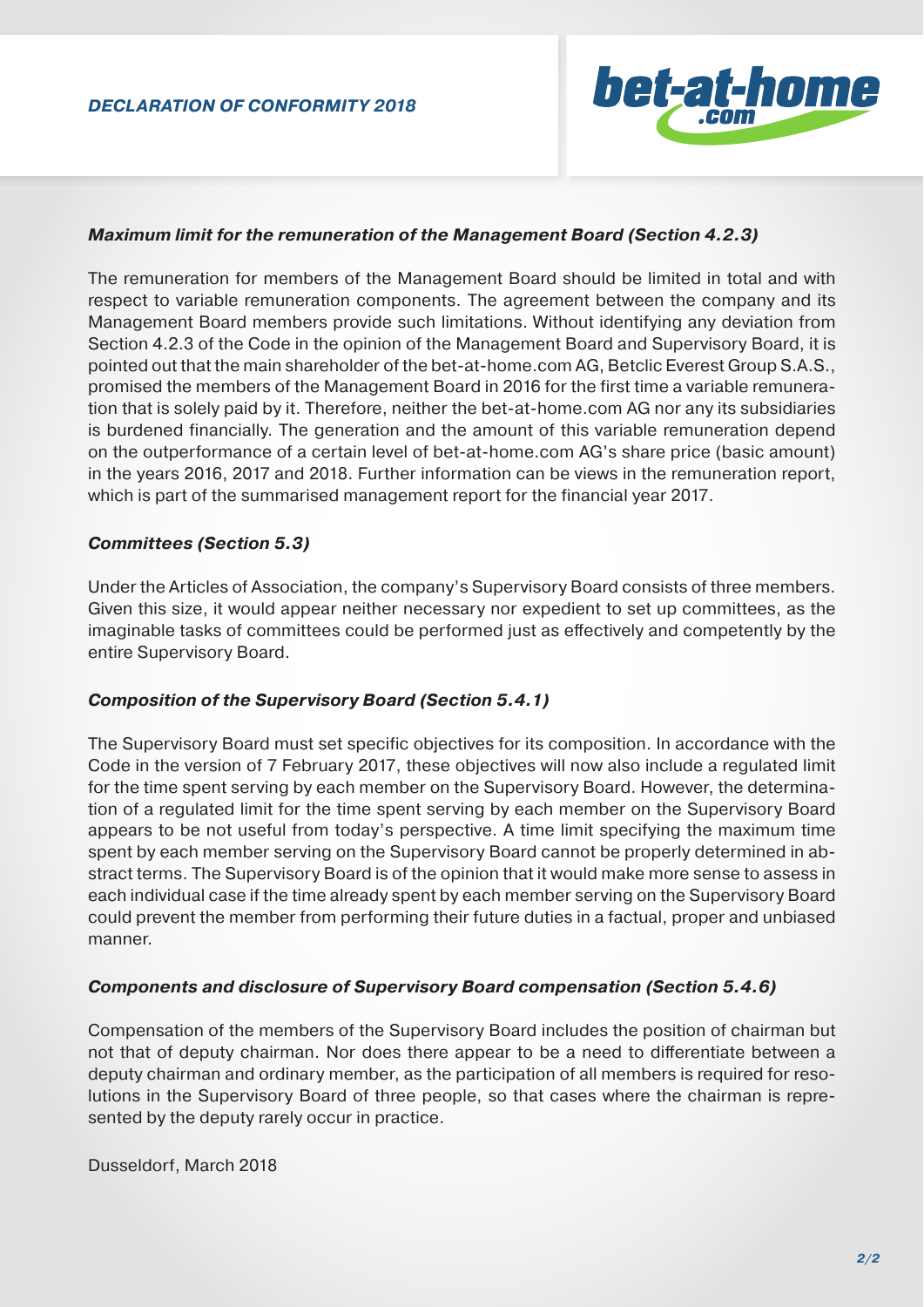#### *Maximum limit for the remuneration of the Management Board (Section 4.2.3)*

The remuneration for members of the Management Board should be limited in total and with respect to variable remuneration components. The agreement between the company and its Management Board members provide such limitations. Without identifying any deviation from Section 4.2.3 of the Code in the opinion of the Management Board and Supervisory Board, it is pointed out that the main shareholder of the bet-at-home.com AG, Betclic Everest Group S.A.S., promised the members of the Management Board in 2016 for the first time a variable remuneration that is solely paid by it. Therefore, neither the bet-at-home.com AG nor any its subsidiaries is burdened financially. The generation and the amount of this variable remuneration depend on the outperformance of a certain level of bet-at-home.com AG's share price (basic amount) in the years 2016, 2017 and 2018. Further information can be views in the remuneration report, which is part of the summarised management report for the financial year 2017.

#### *Committees (Section 5.3)*

Under the Articles of Association, the company's Supervisory Board consists of three members. Given this size, it would appear neither necessary nor expedient to set up committees, as the imaginable tasks of committees could be performed just as effectively and competently by the entire Supervisory Board.

#### *Composition of the Supervisory Board (Section 5.4.1)*

The Supervisory Board must set specific objectives for its composition. In accordance with the Code in the version of 7 February 2017, these objectives will now also include a regulated limit for the time spent serving by each member on the Supervisory Board. However, the determination of a regulated limit for the time spent serving by each member on the Supervisory Board appears to be not useful from today's perspective. A time limit specifying the maximum time spent by each member serving on the Supervisory Board cannot be properly determined in abstract terms. The Supervisory Board is of the opinion that it would make more sense to assess in each individual case if the time already spent by each member serving on the Supervisory Board could prevent the member from performing their future duties in a factual, proper and unbiased manner.

#### *Components and disclosure of Supervisory Board compensation (Section 5.4.6)*

Compensation of the members of the Supervisory Board includes the position of chairman but not that of deputy chairman. Nor does there appear to be a need to differentiate between a deputy chairman and ordinary member, as the participation of all members is required for resolutions in the Supervisory Board of three people, so that cases where the chairman is represented by the deputy rarely occur in practice.

Dusseldorf, March 2018